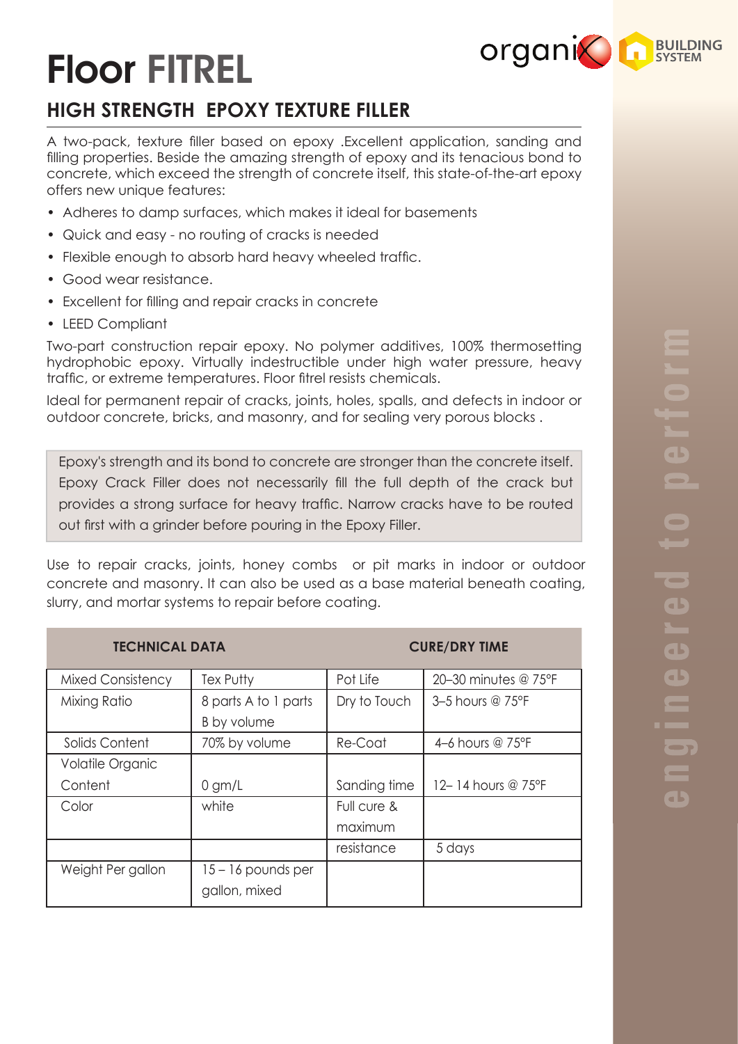# Floor FITREL

## HIGH STRENGTH EPOXY TEXTURE FILLER

A two-pack, texture filler based on epoxy .Excellent application, sanding and filling properties. Beside the amazing strength of epoxy and its tenacious bond to concrete, which exceed the strength of concrete itself, this state-of-the-art epoxy offers new unique features:

- Adheres to damp surfaces, which makes it ideal for basements
- Quick and easy - no routing of cracks is needed
- Flexible enough to absorb hard heavy wheeled traffic.
- Good wear resistance.
- Excellent for filling and repair cracks in concrete
- LEED Compliant

Two-part construction repair epoxy. No polymer additives, 100% thermosetting hydrophobic epoxy. Virtually indestructible under high water pressure, heavy traffic, or extreme temperatures. Floor fitrel resists chemicals.

Ideal for permanent repair of cracks, joints, holes, spalls, and defects in indoor or outdoor concrete, bricks, and masonry, and for sealing very porous blocks .

> Epoxy's strength and its bond to concrete are stronger than the concrete itself. Epoxy Crack Filler does not necessarily fill the full depth of the crack but provides a strong surface for heavy traffic. Narrow cracks have to be routed out first with a grinder before pouring in the Epoxy Filler.

Use to repair cracks, joints, honey combs or pit marks in indoor or outdoor concrete and masonry. It can also be used as a base material beneath coating, slurry, and mortar systems to repair before coating.

| TECHNICAL DATA | | CURE/DRY TIME | |
|---|---|---|---|
| Mixed Consistency | Tex Putty | Pot Life | 20–30 minutes @ 75°F |
| Mixing Ratio | 8 parts A to 1 parts B by volume | Dry to Touch | 3–5 hours @ 75°F |
| Solids Content | 70% by volume | Re-Coat | 4–6 hours @ 75°F |
| Volatile Organic Content | 0 gm/L | Sanding time | 12– 14 hours @ 75°F |
| Color | white | Full cure & maximum resistance | 5 days |
| Weight Per gallon | 15 – 16 pounds per gallon, mixed | | |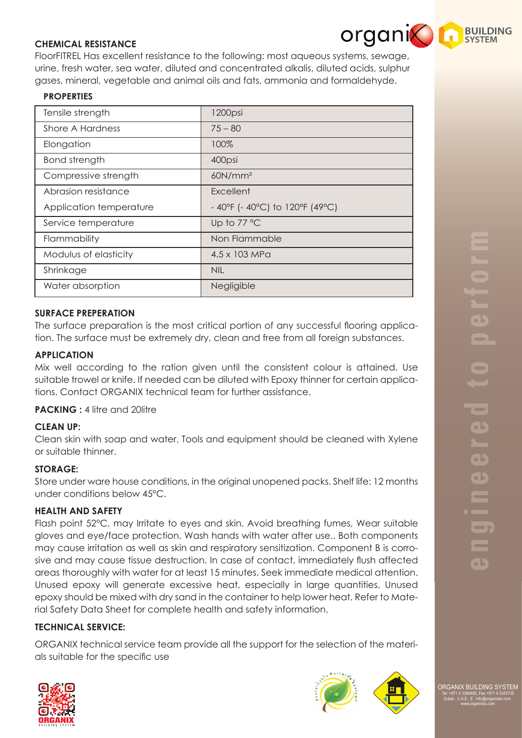## CHEMICAL RESISTANCE

FloorFITREL Has excellent resistance to the following: most aqueous systems, sewage, urine, fresh water, sea water, diluted and concentrated alkalis, diluted acids, sulphur gases, mineral, vegetable and animal oils and fats, ammonia and formaldehyde.

### PROPERTIES

| | |
|---|---|
| Tensile strength | 1200psi |
| Shore A Hardness | 75 – 80 |
| Elongation | 100% |
| Bond strength | 400psi |
| Compressive strength | 60N/mm² |
| Abrasion resistance | Excellent |
| Application temperature | - 40°F (- 40°C) to 120°F (49°C) |
| Service temperature | Up to 77 °C |
| Flammability | Non Flammable |
| Modulus of elasticity | 4.5 x 103 MPa |
| Shrinkage | NIL |
| Water absorption | Negligible |

## SURFACE PREPERATION

The surface preparation is the most critical portion of any successful flooring application. The surface must be extremely dry, clean and free from all foreign substances.

## APPLICATION

Mix well according to the ration given until the consistent colour is attained. Use suitable trowel or knife. If needed can be diluted with Epoxy thinner for certain applications. Contact ORGANIX technical team for further assistance.

**PACKING :** 4 litre and 20litre

## CLEAN UP:

Clean skin with soap and water. Tools and equipment should be cleaned with Xylene or suitable thinner.

## STORAGE:

Store under ware house conditions, in the original unopened packs. Shelf life: 12 months under conditions below 45°C.

## HEALTH AND SAFETY

Flash point 52°C, may Irritate to eyes and skin. Avoid breathing fumes, Wear suitable gloves and eye/face protection. Wash hands with water after use.. Both components may cause irritation as well as skin and respiratory sensitization. Component B is corrosive and may cause tissue destruction. In case of contact, immediately flush affected areas thoroughly with water for at least 15 minutes. Seek immediate medical attention. Unused epoxy will generate excessive heat, especially in large quantities. Unused epoxy should be mixed with dry sand in the container to help lower heat. Refer to Material Safety Data Sheet for complete health and safety information.

## TECHNICAL SERVICE:

ORGANIX technical service team provide all the support for the selection of the materials suitable for the specific use

engineered to perform

ORGANIX BUILDING SYSTEM
Tel: +971 4 3366485, Fax +971 4 3343735
Dubai - U.A.E., E : info@organixbs.com
www.organixbs.com